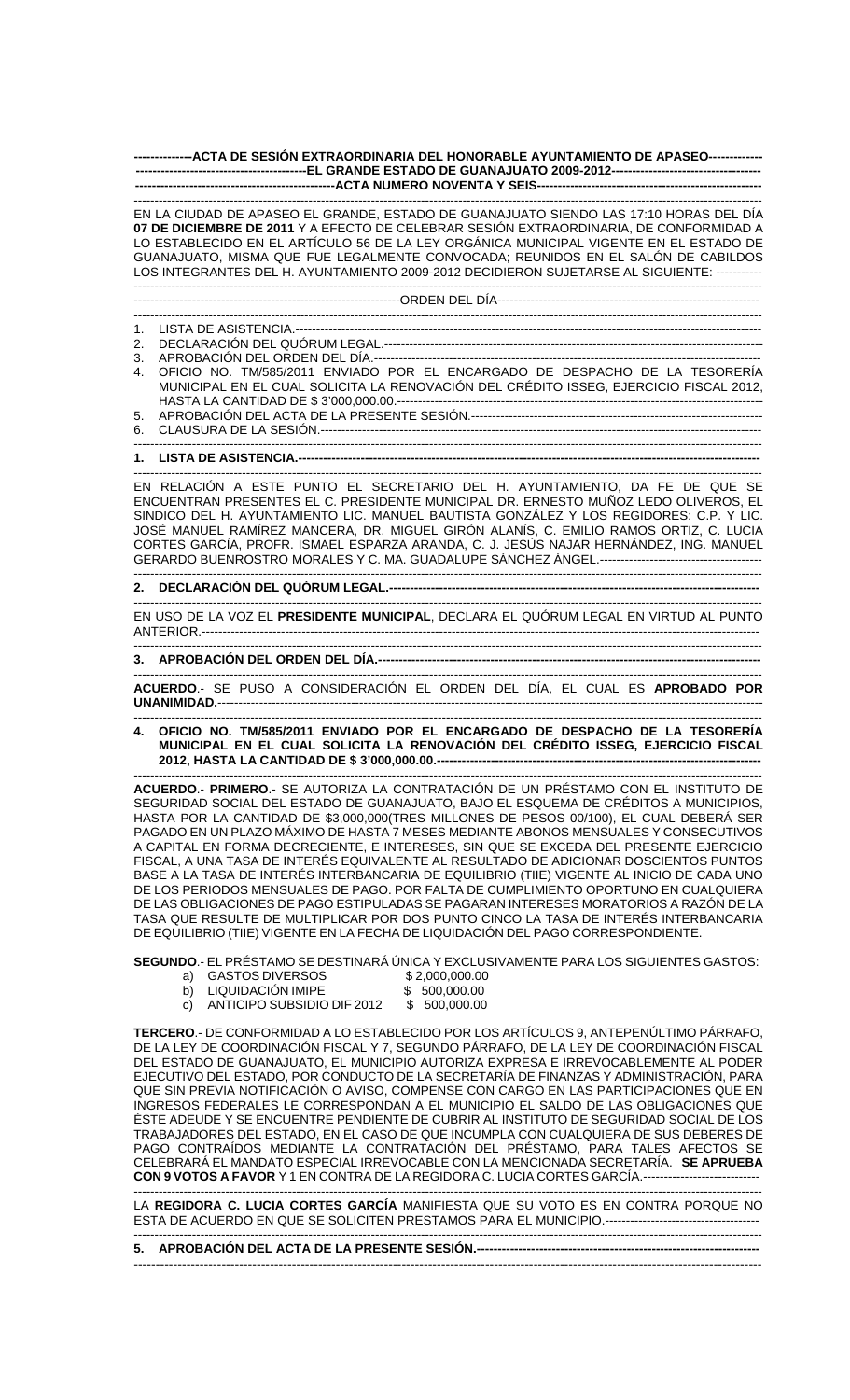**ACTA DE SESIÓN EXTRAORDINARIA DEL HONORABLE AYUNTAMIENTO DE APASEO EL GRANDE ESTADO DE GUANAJUATO 2009-2012**

**ACTA NUMERO NOVENTA Y SEIS**

EN LA CIUDAD DE APASEO EL GRANDE, ESTADO DE GUANAJUATO SIENDO LAS 17:10 HORAS DEL DÍA **07 DE DICIEMBRE DE 2011** Y A EFECTO DE CELEBRAR SESIÓN EXTRAORDINARIA, DE CONFORMIDAD A LO ESTABLECIDO EN EL ARTÍCULO 56 DE LA LEY ORGÁNICA MUNICIPAL VIGENTE EN EL ESTADO DE GUANAJUATO, MISMA QUE FUE LEGALMENTE CONVOCADA; REUNIDOS EN EL SALÓN DE CABILDOS LOS INTEGRANTES DEL H. AYUNTAMIENTO 2009-2012 DECIDIERON SUJETARSE AL SIGUIENTE: -----------

ORDEN DEL DÍA

1. LISTA DE ASISTENCIA.
2. DECLARACIÓN DEL QUÓRUM LEGAL.
3. APROBACIÓN DEL ORDEN DEL DÍA.
4. OFICIO NO. TM/585/2011 ENVIADO POR EL ENCARGADO DE DESPACHO DE LA TESORERÍA MUNICIPAL EN EL CUAL SOLICITA LA RENOVACIÓN DEL CRÉDITO ISSEG, EJERCICIO FISCAL 2012, HASTA LA CANTIDAD DE $ 3'000,000.00.
5. APROBACIÓN DEL ACTA DE LA PRESENTE SESIÓN.
6. CLAUSURA DE LA SESIÓN.

**1. LISTA DE ASISTENCIA.**

EN RELACIÓN A ESTE PUNTO EL SECRETARIO DEL H. AYUNTAMIENTO, DA FE DE QUE SE ENCUENTRAN PRESENTES EL C. PRESIDENTE MUNICIPAL DR. ERNESTO MUÑOZ LEDO OLIVEROS, EL SINDICO DEL H. AYUNTAMIENTO LIC. MANUEL BAUTISTA GONZÁLEZ Y LOS REGIDORES: C.P. Y LIC. JOSÉ MANUEL RAMÍREZ MANCERA, DR. MIGUEL GIRÓN ALANÍS, C. EMILIO RAMOS ORTIZ, C. LUCIA CORTES GARCÍA, PROFR. ISMAEL ESPARZA ARANDA, C. J. JESÚS NAJAR HERNÁNDEZ, ING. MANUEL GERARDO BUENROSTRO MORALES Y C. MA. GUADALUPE SÁNCHEZ ÁNGEL.

**2. DECLARACIÓN DEL QUÓRUM LEGAL.**

EN USO DE LA VOZ EL **PRESIDENTE MUNICIPAL**, DECLARA EL QUÓRUM LEGAL EN VIRTUD AL PUNTO ANTERIOR.

**3. APROBACIÓN DEL ORDEN DEL DÍA.**

**ACUERDO**.- SE PUSO A CONSIDERACIÓN EL ORDEN DEL DÍA, EL CUAL ES **APROBADO POR UNANIMIDAD.**

**4. OFICIO NO. TM/585/2011 ENVIADO POR EL ENCARGADO DE DESPACHO DE LA TESORERÍA MUNICIPAL EN EL CUAL SOLICITA LA RENOVACIÓN DEL CRÉDITO ISSEG, EJERCICIO FISCAL 2012, HASTA LA CANTIDAD DE $ 3'000,000.00.**

**ACUERDO**.- **PRIMERO**.- SE AUTORIZA LA CONTRATACIÓN DE UN PRÉSTAMO CON EL INSTITUTO DE SEGURIDAD SOCIAL DEL ESTADO DE GUANAJUATO, BAJO EL ESQUEMA DE CRÉDITOS A MUNICIPIOS, HASTA POR LA CANTIDAD DE $3,000,000(TRES MILLONES DE PESOS 00/100), EL CUAL DEBERÁ SER PAGADO EN UN PLAZO MÁXIMO DE HASTA 7 MESES MEDIANTE ABONOS MENSUALES Y CONSECUTIVOS A CAPITAL EN FORMA DECRECIENTE, E INTERESES, SIN QUE SE EXCEDA DEL PRESENTE EJERCICIO FISCAL, A UNA TASA DE INTERÉS EQUIVALENTE AL RESULTADO DE ADICIONAR DOSCIENTOS PUNTOS BASE A LA TASA DE INTERÉS INTERBANCARIA DE EQUILIBRIO (TIIE) VIGENTE AL INICIO DE CADA UNO DE LOS PERIODOS MENSUALES DE PAGO. POR FALTA DE CUMPLIMIENTO OPORTUNO EN CUALQUIERA DE LAS OBLIGACIONES DE PAGO ESTIPULADAS SE PAGARAN INTERESES MORATORIOS A RAZÓN DE LA TASA QUE RESULTE DE MULTIPLICAR POR DOS PUNTO CINCO LA TASA DE INTERÉS INTERBANCARIA DE EQUILIBRIO (TIIE) VIGENTE EN LA FECHA DE LIQUIDACIÓN DEL PAGO CORRESPONDIENTE.

**SEGUNDO**.- EL PRÉSTAMO SE DESTINARÁ ÚNICA Y EXCLUSIVAMENTE PARA LOS SIGUIENTES GASTOS:

a) GASTOS DIVERSOS $ 2,000,000.00
b) LIQUIDACIÓN IMIPE $ 500,000.00
c) ANTICIPO SUBSIDIO DIF 2012 $ 500,000.00

**TERCERO**.- DE CONFORMIDAD A LO ESTABLECIDO POR LOS ARTÍCULOS 9, ANTEPENÚLTIMO PÁRRAFO, DE LA LEY DE COORDINACIÓN FISCAL Y 7, SEGUNDO PÁRRAFO, DE LA LEY DE COORDINACIÓN FISCAL DEL ESTADO DE GUANAJUATO, EL MUNICIPIO AUTORIZA EXPRESA E IRREVOCABLEMENTE AL PODER EJECUTIVO DEL ESTADO, POR CONDUCTO DE LA SECRETARÍA DE FINANZAS Y ADMINISTRACIÓN, PARA QUE SIN PREVIA NOTIFICACIÓN O AVISO, COMPENSE CON CARGO EN LAS PARTICIPACIONES QUE EN INGRESOS FEDERALES LE CORRESPONDAN A EL MUNICIPIO EL SALDO DE LAS OBLIGACIONES QUE ÉSTE ADEUDE Y SE ENCUENTRE PENDIENTE DE CUBRIR AL INSTITUTO DE SEGURIDAD SOCIAL DE LOS TRABAJADORES DEL ESTADO, EN EL CASO DE QUE INCUMPLA CON CUALQUIERA DE SUS DEBERES DE PAGO CONTRAÍDOS MEDIANTE LA CONTRATACIÓN DEL PRÉSTAMO, PARA TALES AFECTOS SE CELEBRARÁ EL MANDATO ESPECIAL IRREVOCABLE CON LA MENCIONADA SECRETARÍA. **SE APRUEBA CON 9 VOTOS A FAVOR** Y 1 EN CONTRA DE LA REGIDORA C. LUCIA CORTES GARCÍA.

LA **REGIDORA C. LUCIA CORTES GARCÍA** MANIFIESTA QUE SU VOTO ES EN CONTRA PORQUE NO ESTA DE ACUERDO EN QUE SE SOLICITEN PRESTAMOS PARA EL MUNICIPIO.

**5. APROBACIÓN DEL ACTA DE LA PRESENTE SESIÓN.**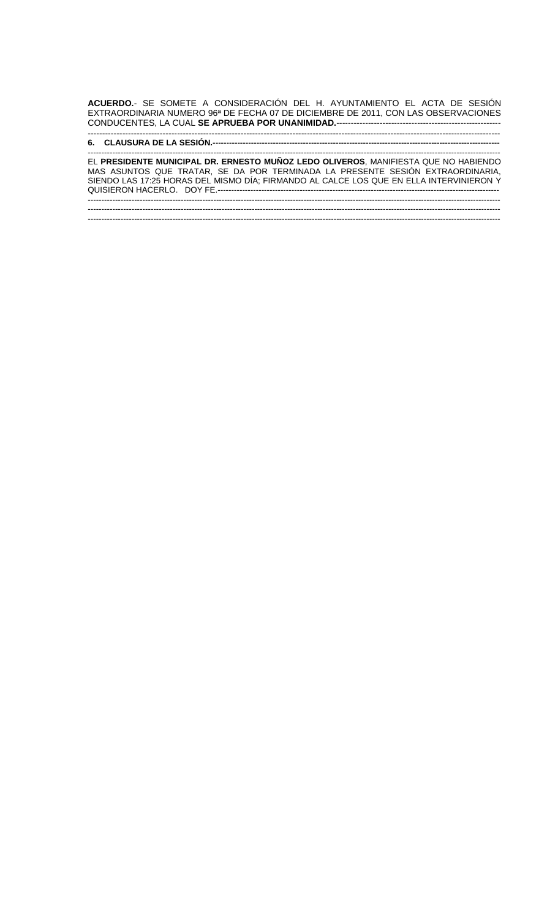**ACUERDO.**- SE SOMETE A CONSIDERACIÓN DEL H. AYUNTAMIENTO EL ACTA DE SESIÓN EXTRAORDINARIA NUMERO 96ª DE FECHA 07 DE DICIEMBRE DE 2011, CON LAS OBSERVACIONES CONDUCENTES, LA CUAL **SE APRUEBA POR UNANIMIDAD.**-----------------------------------------------------------

---

**6. CLAUSURA DE LA SESIÓN.------------------------------------------------------------------------------------------------------**

---

EL **PRESIDENTE MUNICIPAL DR. ERNESTO MUÑOZ LEDO OLIVEROS**, MANIFIESTA QUE NO HABIENDO MAS ASUNTOS QUE TRATAR, SE DA POR TERMINADA LA PRESENTE SESIÓN EXTRAORDINARIA, SIENDO LAS 17:25 HORAS DEL MISMO DÍA; FIRMANDO AL CALCE LOS QUE EN ELLA INTERVINIERON Y QUISIERON HACERLO. DOY FE.------------------------------------------------------------------------------------------------

---

---

---